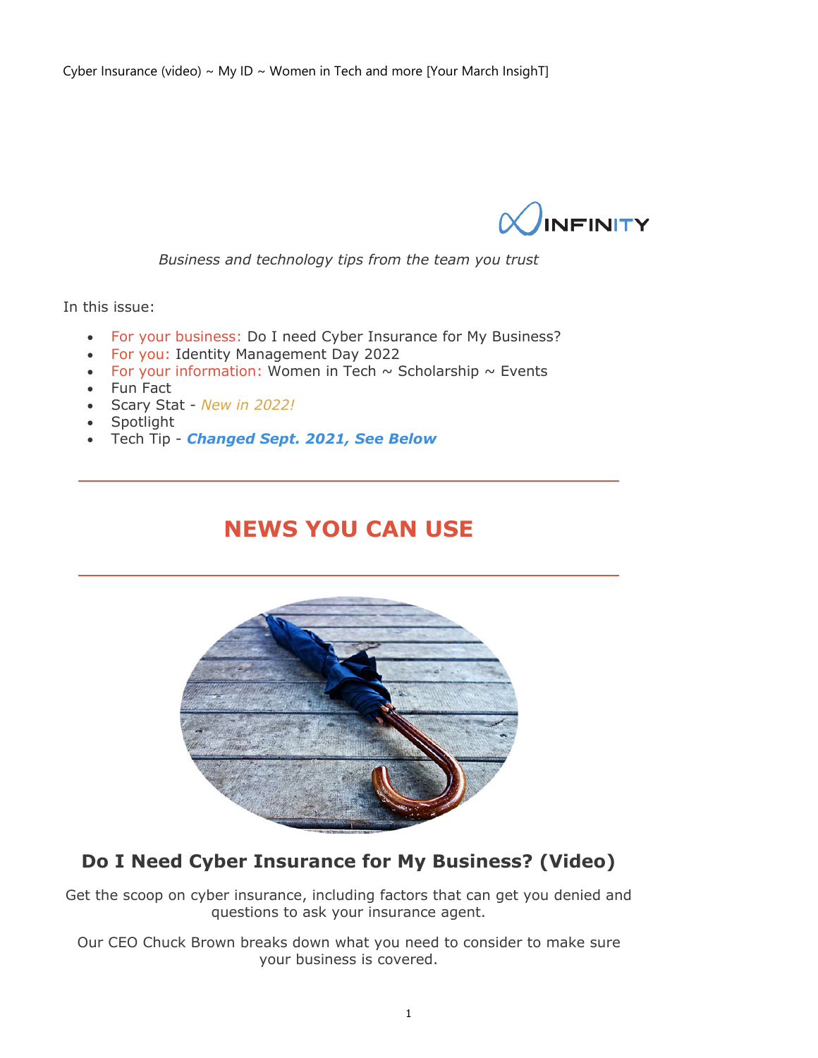Cyber Insurance (video) ~ My ID ~ Women in Tech and more [Your March InsighT]

INFINITY

*Business and technology tips from the team you trust*

In this issue:

- For your business: Do I need Cyber Insurance for My Business?
- For you: Identity Management Day 2022
- For your information: Women in Tech ~ Scholarship ~ Events
- Fun Fact
- Scary Stat - *New in 2022!*
- Spotlight
- Tech Tip - ***Changed Sept. 2021, See Below***

---

## NEWS YOU CAN USE

---

### Do I Need Cyber Insurance for My Business? (Video)

Get the scoop on cyber insurance, including factors that can get you denied and questions to ask your insurance agent.

Our CEO Chuck Brown breaks down what you need to consider to make sure your business is covered.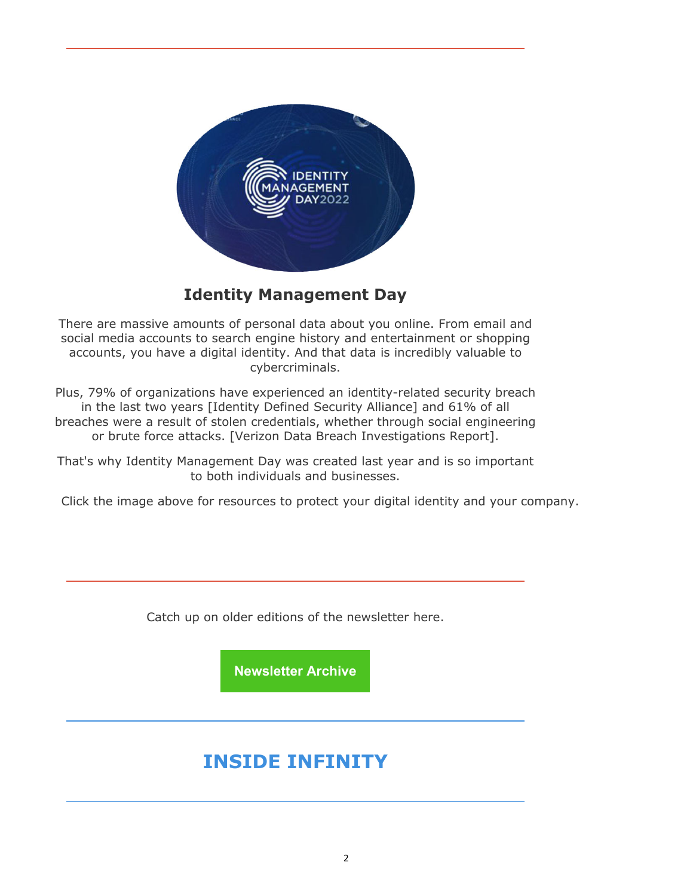## Identity Management Day

There are massive amounts of personal data about you online. From email and social media accounts to search engine history and entertainment or shopping accounts, you have a digital identity. And that data is incredibly valuable to cybercriminals.

Plus, 79% of organizations have experienced an identity-related security breach in the last two years [Identity Defined Security Alliance] and 61% of all breaches were a result of stolen credentials, whether through social engineering or brute force attacks. [Verizon Data Breach Investigations Report].

That's why Identity Management Day was created last year and is so important to both individuals and businesses.

Click the image above for resources to protect your digital identity and your company.

---

Catch up on older editions of the newsletter here.

**Newsletter Archive**

---

## INSIDE INFINITY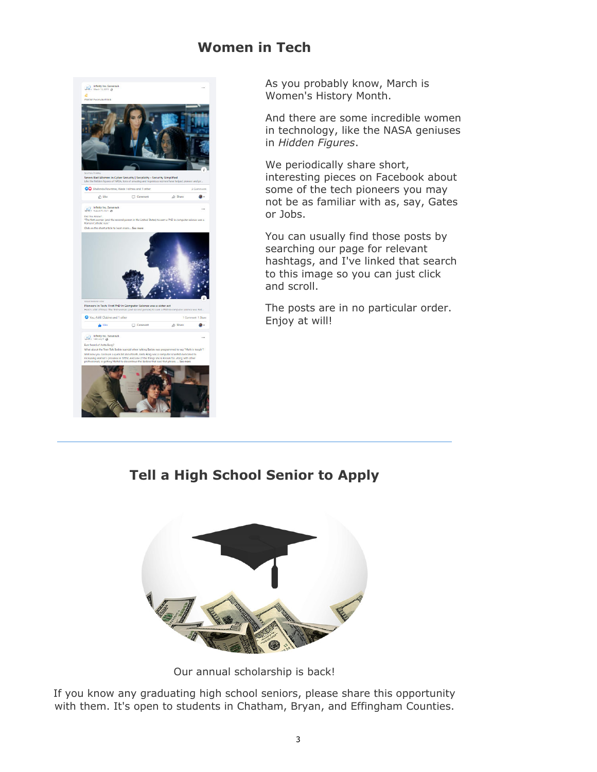## Women in Tech

As you probably know, March is Women's History Month.

And there are some incredible women in technology, like the NASA geniuses in *Hidden Figures*.

We periodically share short, interesting pieces on Facebook about some of the tech pioneers you may not be as familiar with as, say, Gates or Jobs.

You can usually find those posts by searching our page for relevant hashtags, and I've linked that search to this image so you can just click and scroll.

The posts are in no particular order. Enjoy at will!

---

## Tell a High School Senior to Apply

Our annual scholarship is back!

If you know any graduating high school seniors, please share this opportunity with them. It's open to students in Chatham, Bryan, and Effingham Counties.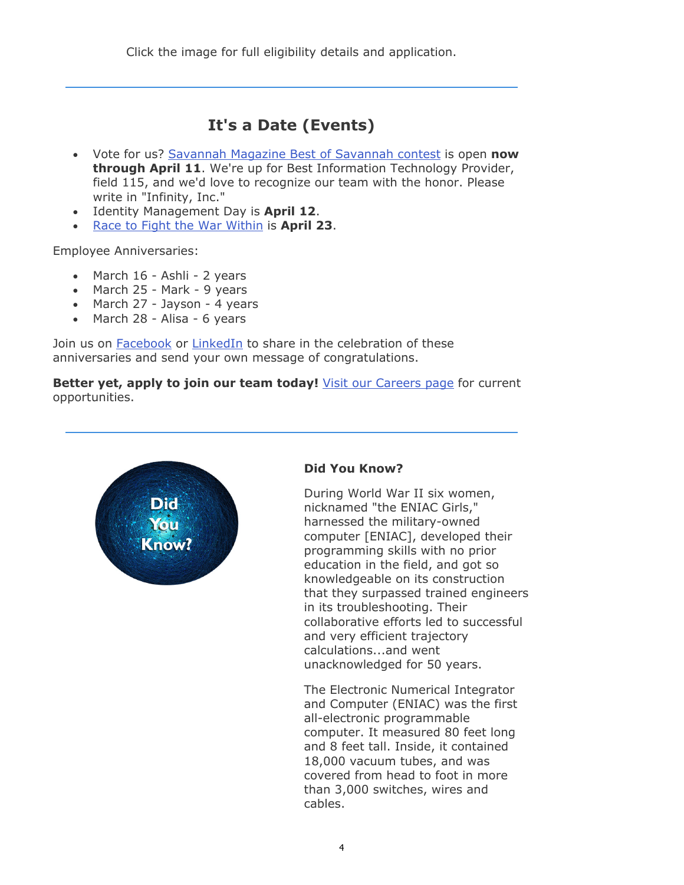Click the image for full eligibility details and application.

---

## It's a Date (Events)

- Vote for us? Savannah Magazine Best of Savannah contest is open **now through April 11**. We're up for Best Information Technology Provider, field 115, and we'd love to recognize our team with the honor. Please write in "Infinity, Inc."
- Identity Management Day is **April 12**.
- Race to Fight the War Within is **April 23**.

Employee Anniversaries:

- March 16 - Ashli - 2 years
- March 25 - Mark - 9 years
- March 27 - Jayson - 4 years
- March 28 - Alisa - 6 years

Join us on Facebook or LinkedIn to share in the celebration of these anniversaries and send your own message of congratulations.

**Better yet, apply to join our team today!** Visit our Careers page for current opportunities.

---

Did You Know?

**Did You Know?**

During World War II six women, nicknamed "the ENIAC Girls," harnessed the military-owned computer [ENIAC], developed their programming skills with no prior education in the field, and got so knowledgeable on its construction that they surpassed trained engineers in its troubleshooting. Their collaborative efforts led to successful and very efficient trajectory calculations...and went unacknowledged for 50 years.

The Electronic Numerical Integrator and Computer (ENIAC) was the first all-electronic programmable computer. It measured 80 feet long and 8 feet tall. Inside, it contained 18,000 vacuum tubes, and was covered from head to foot in more than 3,000 switches, wires and cables.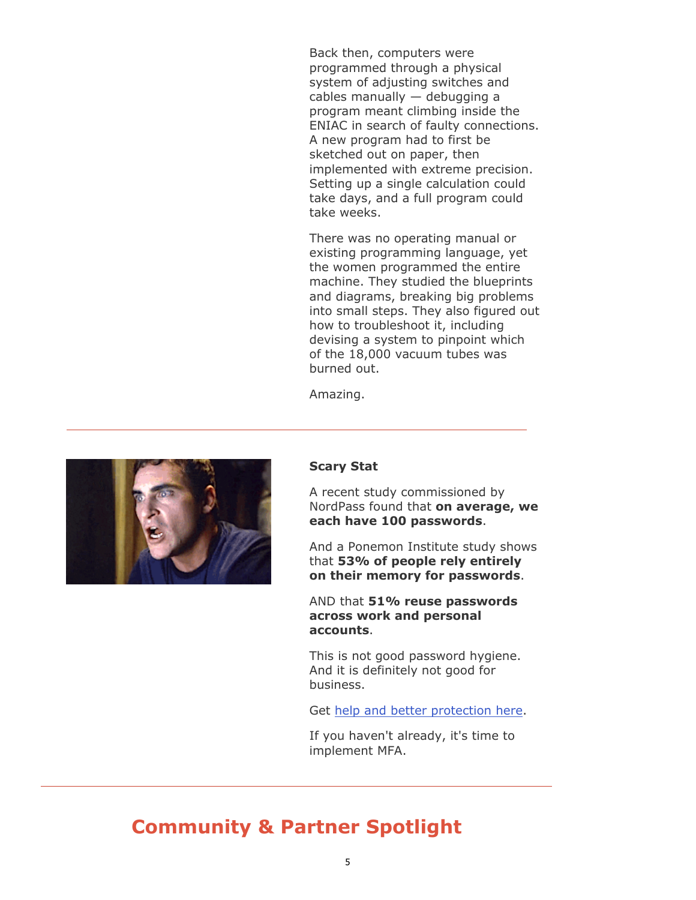Back then, computers were programmed through a physical system of adjusting switches and cables manually — debugging a program meant climbing inside the ENIAC in search of faulty connections. A new program had to first be sketched out on paper, then implemented with extreme precision. Setting up a single calculation could take days, and a full program could take weeks.

There was no operating manual or existing programming language, yet the women programmed the entire machine. They studied the blueprints and diagrams, breaking big problems into small steps. They also figured out how to troubleshoot it, including devising a system to pinpoint which of the 18,000 vacuum tubes was burned out.

Amazing.

---

**Scary Stat**

A recent study commissioned by NordPass found that **on average, we each have 100 passwords**.

And a Ponemon Institute study shows that **53% of people rely entirely on their memory for passwords**.

AND that **51% reuse passwords across work and personal accounts**.

This is not good password hygiene. And it is definitely not good for business.

Get [help and better protection here].

If you haven't already, it's time to implement MFA.

---

## Community & Partner Spotlight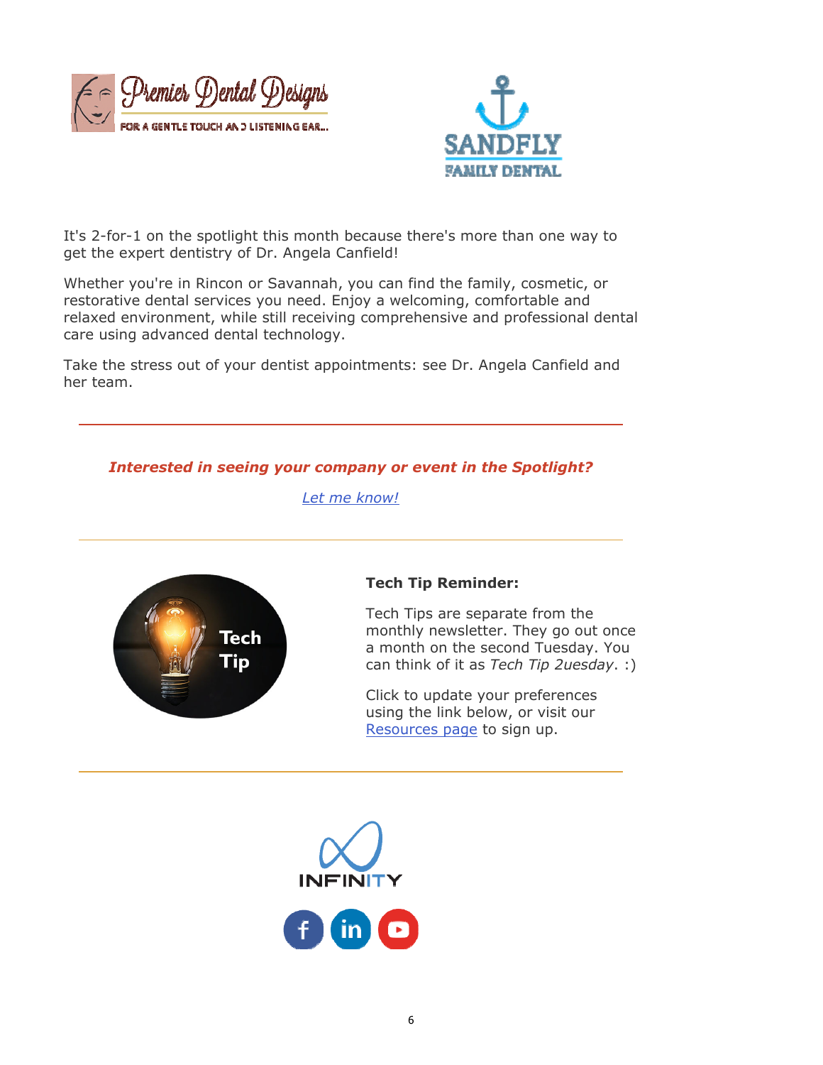Premier Dental Designs

FOR A GENTLE TOUCH AND LISTENING EAR...

SANDFLY FAMILY DENTAL

It's 2-for-1 on the spotlight this month because there's more than one way to get the expert dentistry of Dr. Angela Canfield!

Whether you're in Rincon or Savannah, you can find the family, cosmetic, or restorative dental services you need. Enjoy a welcoming, comfortable and relaxed environment, while still receiving comprehensive and professional dental care using advanced dental technology.

Take the stress out of your dentist appointments: see Dr. Angela Canfield and her team.

---

***Interested in seeing your company or event in the Spotlight?***

*Let me know!*

---

Tech Tip

**Tech Tip Reminder:**

Tech Tips are separate from the monthly newsletter. They go out once a month on the second Tuesday. You can think of it as *Tech Tip 2uesday*. :)

Click to update your preferences using the link below, or visit our Resources page to sign up.

---

INFINITY